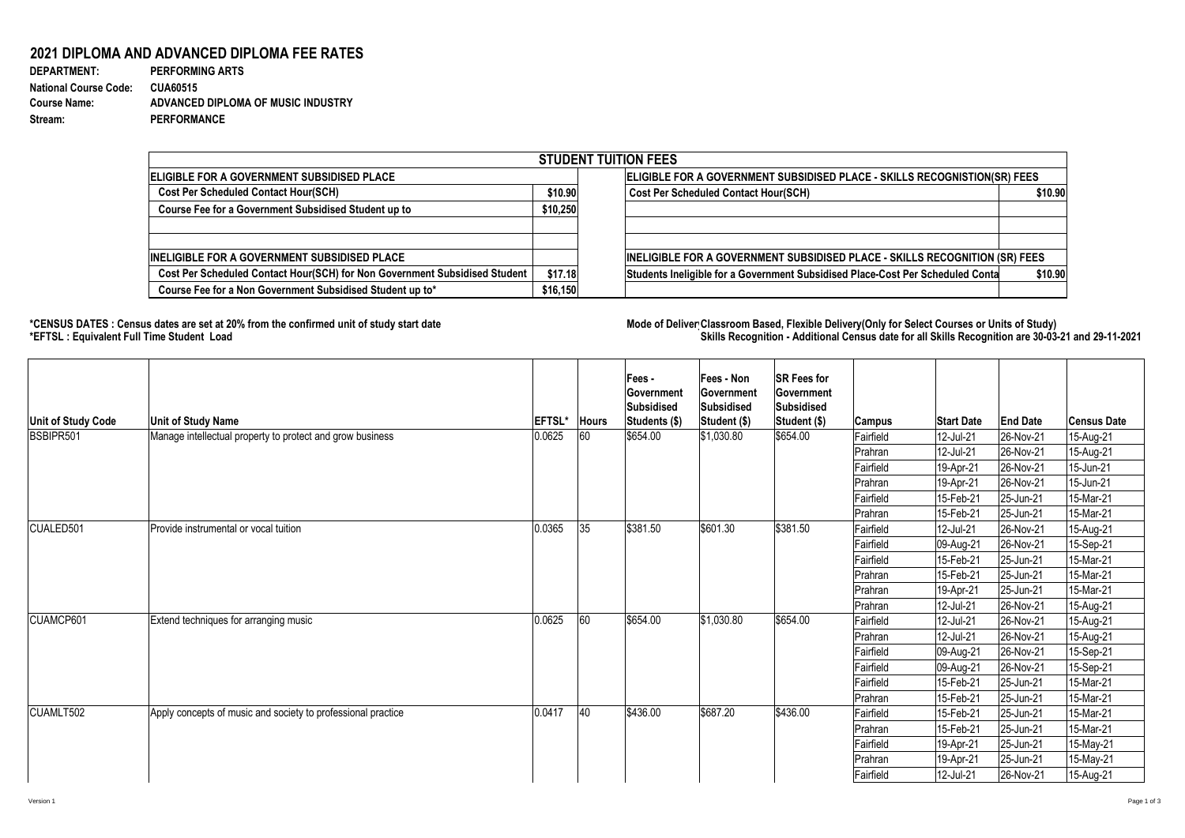# 2021 DIPLOMA AND ADVANCED DIPLOMA FEE RATES

**DEPARTMENT:** PERFORMING ARTS
**National Course Code:** CUA60515
**Course Name:** ADVANCED DIPLOMA OF MUSIC INDUSTRY
**Stream:** PERFORMANCE

| STUDENT TUITION FEES | | | |
|---|---|---|---|
| **ELIGIBLE FOR A GOVERNMENT SUBSIDISED PLACE** | | **ELIGIBLE FOR A GOVERNMENT SUBSIDISED PLACE - SKILLS RECOGNISTION(SR) FEES** | |
| Cost Per Scheduled Contact Hour(SCH) | $10.90 | Cost Per Scheduled Contact Hour(SCH) | $10.90 |
| Course Fee for a Government Subsidised Student up to | $10,250 | | |
| | | | |
| **INELIGIBLE FOR A GOVERNMENT SUBSIDISED PLACE** | | **INELIGIBLE FOR A GOVERNMENT SUBSIDISED PLACE - SKILLS RECOGNITION (SR) FEES** | |
| Cost Per Scheduled Contact Hour(SCH) for Non Government Subsidised Student | $17.18 | Students Ineligible for a Government Subsidised Place-Cost Per Scheduled Conta | $10.90 |
| Course Fee for a Non Government Subsidised Student up to* | $16,150 | | |

**\*CENSUS DATES : Census dates are set at 20% from the confirmed unit of study start date**
**\*EFTSL : Equivalent Full Time Student Load**

**Mode of Delivery: Classroom Based, Flexible Delivery(Only for Select Courses or Units of Study)**
**Skills Recognition - Additional Census date for all Skills Recognition are 30-03-21 and 29-11-2021**

| Unit of Study Code | Unit of Study Name | EFTSL* | Hours | Fees - Government Subsidised Students ($) | Fees - Non Government Subsidised Student ($) | SR Fees for Government Subsidised Student ($) | Campus | Start Date | End Date | Census Date |
|---|---|---|---|---|---|---|---|---|---|---|
| BSBIPR501 | Manage intellectual property to protect and grow business | 0.0625 | 60 | $654.00 | $1,030.80 | $654.00 | Fairfield | 12-Jul-21 | 26-Nov-21 | 15-Aug-21 |
| | | | | | | | Prahran | 12-Jul-21 | 26-Nov-21 | 15-Aug-21 |
| | | | | | | | Fairfield | 19-Apr-21 | 26-Nov-21 | 15-Jun-21 |
| | | | | | | | Prahran | 19-Apr-21 | 26-Nov-21 | 15-Jun-21 |
| | | | | | | | Fairfield | 15-Feb-21 | 25-Jun-21 | 15-Mar-21 |
| | | | | | | | Prahran | 15-Feb-21 | 25-Jun-21 | 15-Mar-21 |
| CUALED501 | Provide instrumental or vocal tuition | 0.0365 | 35 | $381.50 | $601.30 | $381.50 | Fairfield | 12-Jul-21 | 26-Nov-21 | 15-Aug-21 |
| | | | | | | | Fairfield | 09-Aug-21 | 26-Nov-21 | 15-Sep-21 |
| | | | | | | | Fairfield | 15-Feb-21 | 25-Jun-21 | 15-Mar-21 |
| | | | | | | | Prahran | 15-Feb-21 | 25-Jun-21 | 15-Mar-21 |
| | | | | | | | Prahran | 19-Apr-21 | 25-Jun-21 | 15-Mar-21 |
| | | | | | | | Prahran | 12-Jul-21 | 26-Nov-21 | 15-Aug-21 |
| CUAMCP601 | Extend techniques for arranging music | 0.0625 | 60 | $654.00 | $1,030.80 | $654.00 | Fairfield | 12-Jul-21 | 26-Nov-21 | 15-Aug-21 |
| | | | | | | | Prahran | 12-Jul-21 | 26-Nov-21 | 15-Aug-21 |
| | | | | | | | Fairfield | 09-Aug-21 | 26-Nov-21 | 15-Sep-21 |
| | | | | | | | Fairfield | 09-Aug-21 | 26-Nov-21 | 15-Sep-21 |
| | | | | | | | Fairfield | 15-Feb-21 | 25-Jun-21 | 15-Mar-21 |
| | | | | | | | Prahran | 15-Feb-21 | 25-Jun-21 | 15-Mar-21 |
| CUAMLT502 | Apply concepts of music and society to professional practice | 0.0417 | 40 | $436.00 | $687.20 | $436.00 | Fairfield | 15-Feb-21 | 25-Jun-21 | 15-Mar-21 |
| | | | | | | | Prahran | 15-Feb-21 | 25-Jun-21 | 15-Mar-21 |
| | | | | | | | Fairfield | 19-Apr-21 | 25-Jun-21 | 15-May-21 |
| | | | | | | | Prahran | 19-Apr-21 | 25-Jun-21 | 15-May-21 |
| | | | | | | | Fairfield | 12-Jul-21 | 26-Nov-21 | 15-Aug-21 |

Version 1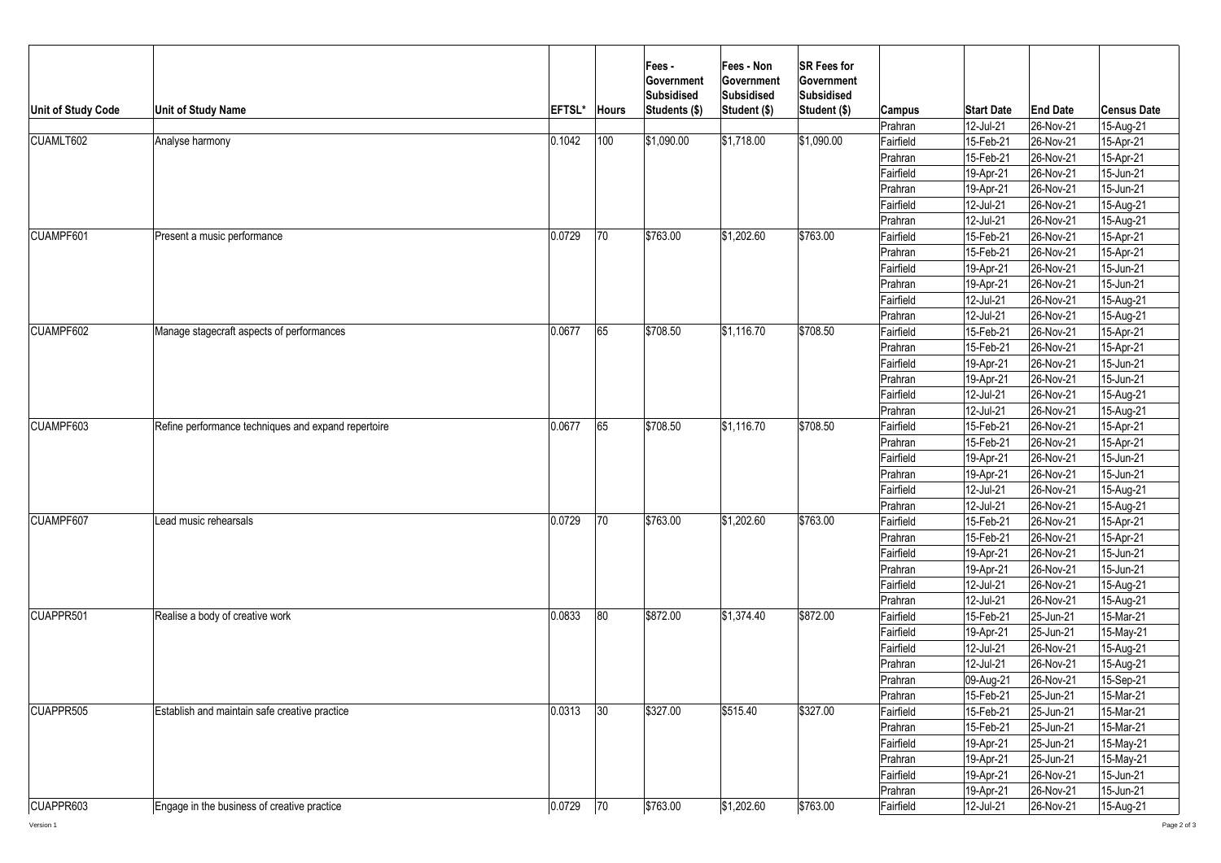| Unit of Study Code | Unit of Study Name | EFTSL* | Hours | Fees - Government Subsidised Students ($) | Fees - Non Government Subsidised Student ($) | SR Fees for Government Subsidised Student ($) | Campus | Start Date | End Date | Census Date |
|---|---|---|---|---|---|---|---|---|---|---|
| | | | | | | | Prahran | 12-Jul-21 | 26-Nov-21 | 15-Aug-21 |
| CUAMLT602 | Analyse harmony | 0.1042 | 100 | $1,090.00 | $1,718.00 | $1,090.00 | Fairfield | 15-Feb-21 | 26-Nov-21 | 15-Apr-21 |
| | | | | | | | Prahran | 15-Feb-21 | 26-Nov-21 | 15-Apr-21 |
| | | | | | | | Fairfield | 19-Apr-21 | 26-Nov-21 | 15-Jun-21 |
| | | | | | | | Prahran | 19-Apr-21 | 26-Nov-21 | 15-Jun-21 |
| | | | | | | | Fairfield | 12-Jul-21 | 26-Nov-21 | 15-Aug-21 |
| | | | | | | | Prahran | 12-Jul-21 | 26-Nov-21 | 15-Aug-21 |
| CUAMPF601 | Present a music performance | 0.0729 | 70 | $763.00 | $1,202.60 | $763.00 | Fairfield | 15-Feb-21 | 26-Nov-21 | 15-Apr-21 |
| | | | | | | | Prahran | 15-Feb-21 | 26-Nov-21 | 15-Apr-21 |
| | | | | | | | Fairfield | 19-Apr-21 | 26-Nov-21 | 15-Jun-21 |
| | | | | | | | Prahran | 19-Apr-21 | 26-Nov-21 | 15-Jun-21 |
| | | | | | | | Fairfield | 12-Jul-21 | 26-Nov-21 | 15-Aug-21 |
| | | | | | | | Prahran | 12-Jul-21 | 26-Nov-21 | 15-Aug-21 |
| CUAMPF602 | Manage stagecraft aspects of performances | 0.0677 | 65 | $708.50 | $1,116.70 | $708.50 | Fairfield | 15-Feb-21 | 26-Nov-21 | 15-Apr-21 |
| | | | | | | | Prahran | 15-Feb-21 | 26-Nov-21 | 15-Apr-21 |
| | | | | | | | Fairfield | 19-Apr-21 | 26-Nov-21 | 15-Jun-21 |
| | | | | | | | Prahran | 19-Apr-21 | 26-Nov-21 | 15-Jun-21 |
| | | | | | | | Fairfield | 12-Jul-21 | 26-Nov-21 | 15-Aug-21 |
| | | | | | | | Prahran | 12-Jul-21 | 26-Nov-21 | 15-Aug-21 |
| CUAMPF603 | Refine performance techniques and expand repertoire | 0.0677 | 65 | $708.50 | $1,116.70 | $708.50 | Fairfield | 15-Feb-21 | 26-Nov-21 | 15-Apr-21 |
| | | | | | | | Prahran | 15-Feb-21 | 26-Nov-21 | 15-Apr-21 |
| | | | | | | | Fairfield | 19-Apr-21 | 26-Nov-21 | 15-Jun-21 |
| | | | | | | | Prahran | 19-Apr-21 | 26-Nov-21 | 15-Jun-21 |
| | | | | | | | Fairfield | 12-Jul-21 | 26-Nov-21 | 15-Aug-21 |
| | | | | | | | Prahran | 12-Jul-21 | 26-Nov-21 | 15-Aug-21 |
| CUAMPF607 | Lead music rehearsals | 0.0729 | 70 | $763.00 | $1,202.60 | $763.00 | Fairfield | 15-Feb-21 | 26-Nov-21 | 15-Apr-21 |
| | | | | | | | Prahran | 15-Feb-21 | 26-Nov-21 | 15-Apr-21 |
| | | | | | | | Fairfield | 19-Apr-21 | 26-Nov-21 | 15-Jun-21 |
| | | | | | | | Prahran | 19-Apr-21 | 26-Nov-21 | 15-Jun-21 |
| | | | | | | | Fairfield | 12-Jul-21 | 26-Nov-21 | 15-Aug-21 |
| | | | | | | | Prahran | 12-Jul-21 | 26-Nov-21 | 15-Aug-21 |
| CUAPPR501 | Realise a body of creative work | 0.0833 | 80 | $872.00 | $1,374.40 | $872.00 | Fairfield | 15-Feb-21 | 25-Jun-21 | 15-Mar-21 |
| | | | | | | | Fairfield | 19-Apr-21 | 25-Jun-21 | 15-May-21 |
| | | | | | | | Fairfield | 12-Jul-21 | 26-Nov-21 | 15-Aug-21 |
| | | | | | | | Prahran | 12-Jul-21 | 26-Nov-21 | 15-Aug-21 |
| | | | | | | | Prahran | 09-Aug-21 | 26-Nov-21 | 15-Sep-21 |
| | | | | | | | Prahran | 15-Feb-21 | 25-Jun-21 | 15-Mar-21 |
| CUAPPR505 | Establish and maintain safe creative practice | 0.0313 | 30 | $327.00 | $515.40 | $327.00 | Fairfield | 15-Feb-21 | 25-Jun-21 | 15-Mar-21 |
| | | | | | | | Prahran | 15-Feb-21 | 25-Jun-21 | 15-Mar-21 |
| | | | | | | | Fairfield | 19-Apr-21 | 25-Jun-21 | 15-May-21 |
| | | | | | | | Prahran | 19-Apr-21 | 25-Jun-21 | 15-May-21 |
| | | | | | | | Fairfield | 19-Apr-21 | 26-Nov-21 | 15-Jun-21 |
| | | | | | | | Prahran | 19-Apr-21 | 26-Nov-21 | 15-Jun-21 |
| CUAPPR603 | Engage in the business of creative practice | 0.0729 | 70 | $763.00 | $1,202.60 | $763.00 | Fairfield | 12-Jul-21 | 26-Nov-21 | 15-Aug-21 |

Version 1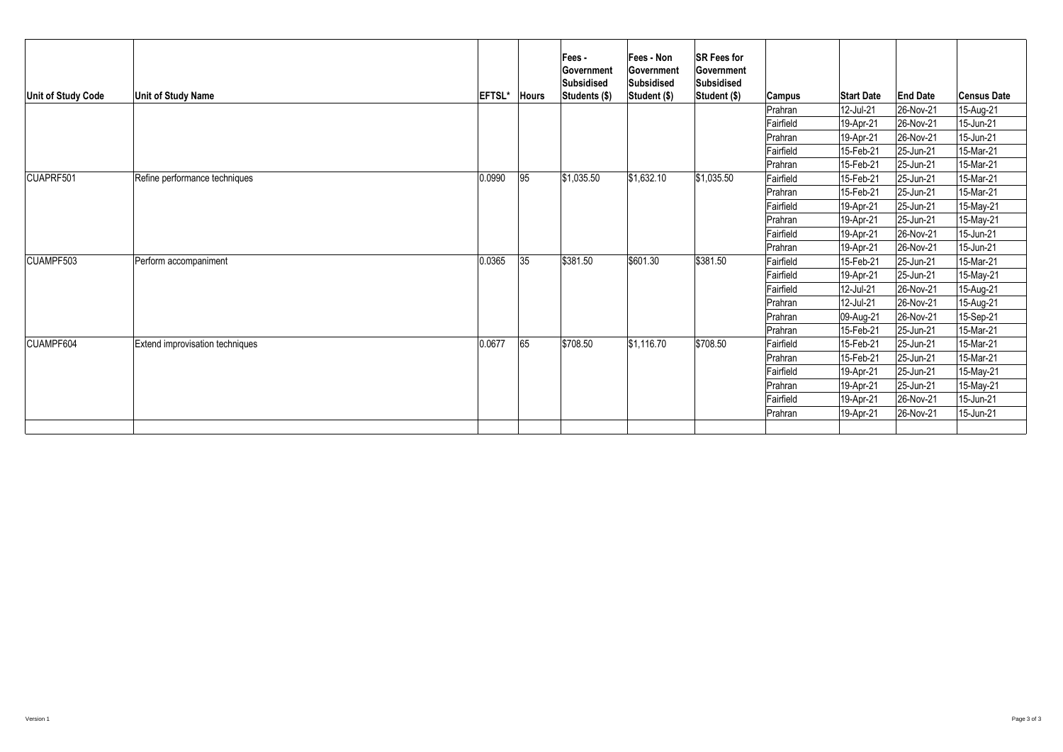| Unit of Study Code | Unit of Study Name | EFTSL* | Hours | Fees - Government Subsidised Students ($) | Fees - Non Government Subsidised Student ($) | SR Fees for Government Subsidised Student ($) | Campus | Start Date | End Date | Census Date |
|---|---|---|---|---|---|---|---|---|---|---|
| | | | | | | | Prahran | 12-Jul-21 | 26-Nov-21 | 15-Aug-21 |
| | | | | | | | Fairfield | 19-Apr-21 | 26-Nov-21 | 15-Jun-21 |
| | | | | | | | Prahran | 19-Apr-21 | 26-Nov-21 | 15-Jun-21 |
| | | | | | | | Fairfield | 15-Feb-21 | 25-Jun-21 | 15-Mar-21 |
| | | | | | | | Prahran | 15-Feb-21 | 25-Jun-21 | 15-Mar-21 |
| CUAPRF501 | Refine performance techniques | 0.0990 | 95 | $1,035.50 | $1,632.10 | $1,035.50 | Fairfield | 15-Feb-21 | 25-Jun-21 | 15-Mar-21 |
| | | | | | | | Prahran | 15-Feb-21 | 25-Jun-21 | 15-Mar-21 |
| | | | | | | | Fairfield | 19-Apr-21 | 25-Jun-21 | 15-May-21 |
| | | | | | | | Prahran | 19-Apr-21 | 25-Jun-21 | 15-May-21 |
| | | | | | | | Fairfield | 19-Apr-21 | 26-Nov-21 | 15-Jun-21 |
| | | | | | | | Prahran | 19-Apr-21 | 26-Nov-21 | 15-Jun-21 |
| CUAMPF503 | Perform accompaniment | 0.0365 | 35 | $381.50 | $601.30 | $381.50 | Fairfield | 15-Feb-21 | 25-Jun-21 | 15-Mar-21 |
| | | | | | | | Fairfield | 19-Apr-21 | 25-Jun-21 | 15-May-21 |
| | | | | | | | Fairfield | 12-Jul-21 | 26-Nov-21 | 15-Aug-21 |
| | | | | | | | Prahran | 12-Jul-21 | 26-Nov-21 | 15-Aug-21 |
| | | | | | | | Prahran | 09-Aug-21 | 26-Nov-21 | 15-Sep-21 |
| | | | | | | | Prahran | 15-Feb-21 | 25-Jun-21 | 15-Mar-21 |
| CUAMPF604 | Extend improvisation techniques | 0.0677 | 65 | $708.50 | $1,116.70 | $708.50 | Fairfield | 15-Feb-21 | 25-Jun-21 | 15-Mar-21 |
| | | | | | | | Prahran | 15-Feb-21 | 25-Jun-21 | 15-Mar-21 |
| | | | | | | | Fairfield | 19-Apr-21 | 25-Jun-21 | 15-May-21 |
| | | | | | | | Prahran | 19-Apr-21 | 25-Jun-21 | 15-May-21 |
| | | | | | | | Fairfield | 19-Apr-21 | 26-Nov-21 | 15-Jun-21 |
| | | | | | | | Prahran | 19-Apr-21 | 26-Nov-21 | 15-Jun-21 |

Version 1